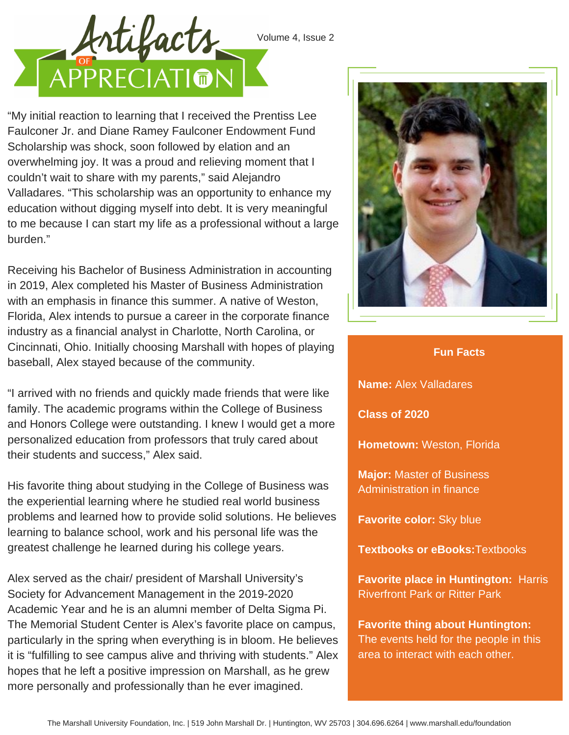# Artifacts of Appreciation

Volume 4, Issue 2

"My initial reaction to learning that I received the Prentiss Lee Faulconer Jr. and Diane Ramey Faulconer Endowment Fund Scholarship was shock, soon followed by elation and an overwhelming joy. It was a proud and relieving moment that I couldn't wait to share with my parents," said Alejandro Valladares. "This scholarship was an opportunity to enhance my education without digging myself into debt. It is very meaningful to me because I can start my life as a professional without a large burden."

Receiving his Bachelor of Business Administration in accounting in 2019, Alex completed his Master of Business Administration with an emphasis in finance this summer. A native of Weston, Florida, Alex intends to pursue a career in the corporate finance industry as a financial analyst in Charlotte, North Carolina, or Cincinnati, Ohio. Initially choosing Marshall with hopes of playing baseball, Alex stayed because of the community.

"I arrived with no friends and quickly made friends that were like family. The academic programs within the College of Business and Honors College were outstanding. I knew I would get a more personalized education from professors that truly cared about their students and success," Alex said.

His favorite thing about studying in the College of Business was the experiential learning where he studied real world business problems and learned how to provide solid solutions. He believes learning to balance school, work and his personal life was the greatest challenge he learned during his college years.

Alex served as the chair/ president of Marshall University's Society for Advancement Management in the 2019-2020 Academic Year and he is an alumni member of Delta Sigma Pi. The Memorial Student Center is Alex's favorite place on campus, particularly in the spring when everything is in bloom. He believes it is "fulfilling to see campus alive and thriving with students." Alex hopes that he left a positive impression on Marshall, as he grew more personally and professionally than he ever imagined.

## Fun Facts

**Name:** Alex Valladares

**Class of 2020**

**Hometown:** Weston, Florida

**Major:** Master of Business Administration in finance

**Favorite color:** Sky blue

**Textbooks or eBooks:** Textbooks

**Favorite place in Huntington:** Harris Riverfront Park or Ritter Park

**Favorite thing about Huntington:** The events held for the people in this area to interact with each other.

The Marshall University Foundation, Inc. | 519 John Marshall Dr. | Huntington, WV 25703 | 304.696.6264 | www.marshall.edu/foundation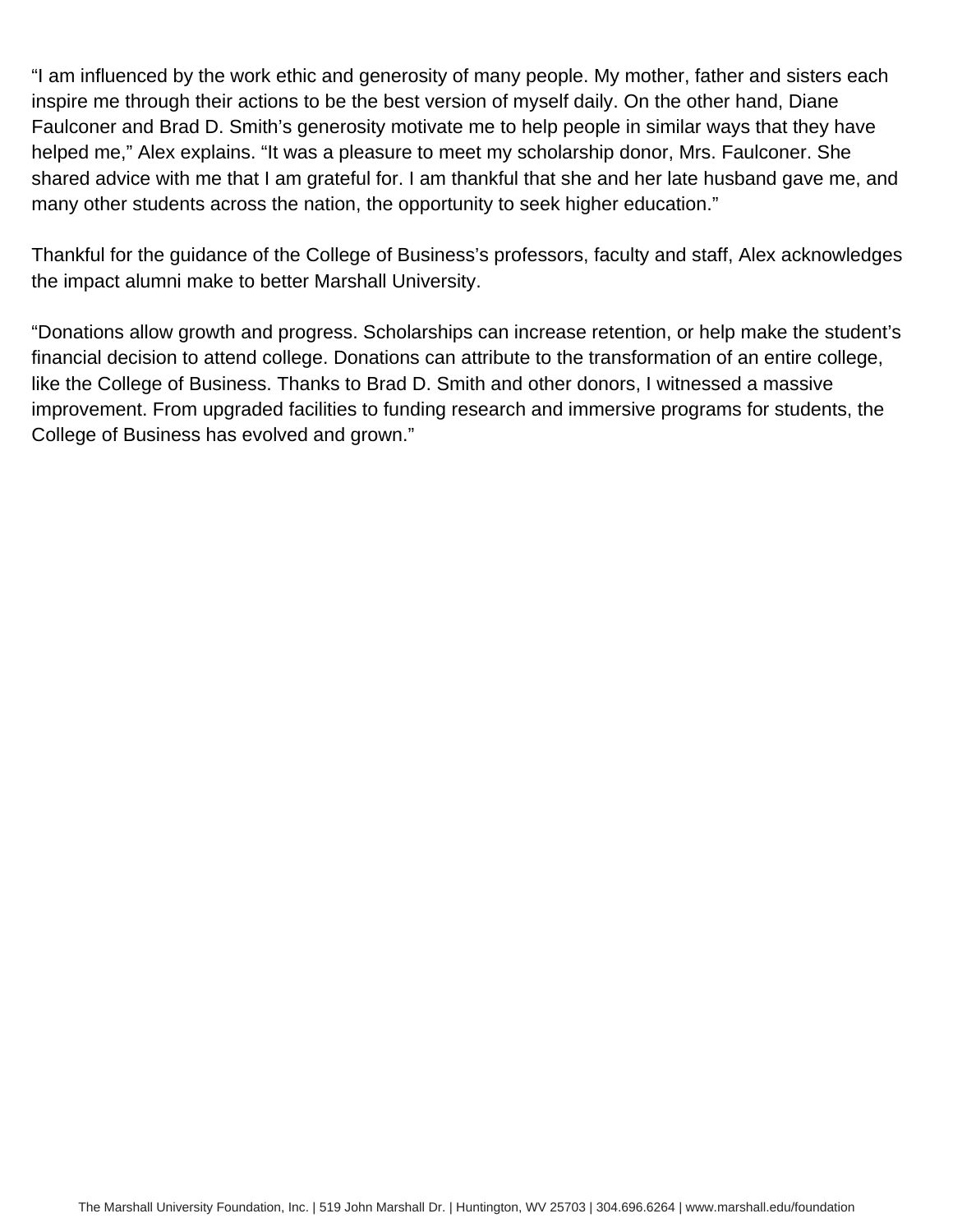“I am influenced by the work ethic and generosity of many people. My mother, father and sisters each inspire me through their actions to be the best version of myself daily. On the other hand, Diane Faulconer and Brad D. Smith’s generosity motivate me to help people in similar ways that they have helped me,” Alex explains. “It was a pleasure to meet my scholarship donor, Mrs. Faulconer. She shared advice with me that I am grateful for. I am thankful that she and her late husband gave me, and many other students across the nation, the opportunity to seek higher education.”

Thankful for the guidance of the College of Business’s professors, faculty and staff, Alex acknowledges the impact alumni make to better Marshall University.

“Donations allow growth and progress. Scholarships can increase retention, or help make the student’s financial decision to attend college. Donations can attribute to the transformation of an entire college, like the College of Business. Thanks to Brad D. Smith and other donors, I witnessed a massive improvement. From upgraded facilities to funding research and immersive programs for students, the College of Business has evolved and grown.”